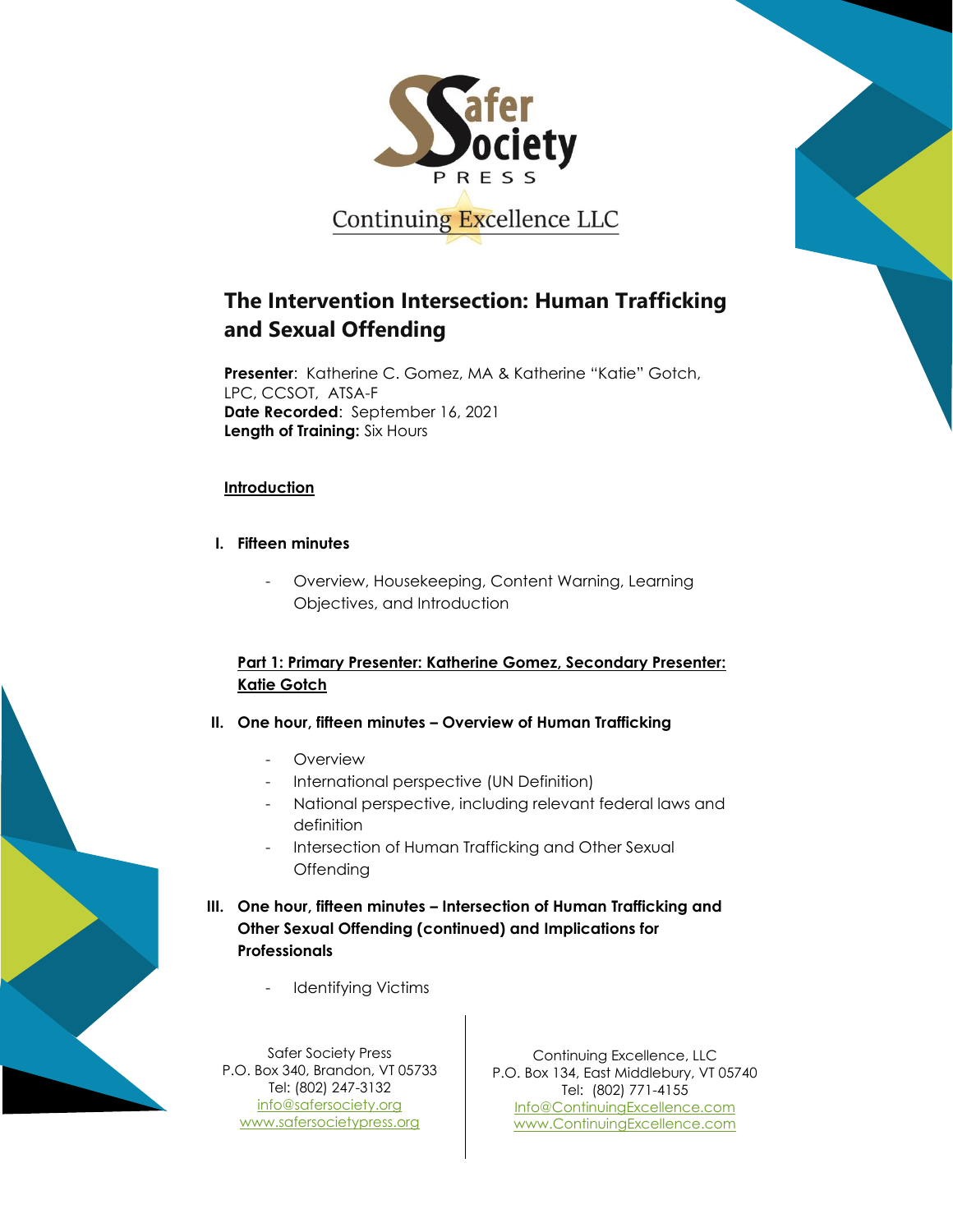Safer Society Press

Continuing Excellence LLC

# The Intervention Intersection: Human Trafficking and Sexual Offending

**Presenter**: Katherine C. Gomez, MA & Katherine "Katie" Gotch, LPC, CCSOT, ATSA-F
**Date Recorded**: September 16, 2021
**Length of Training:** Six Hours

## Introduction

**I. Fifteen minutes**

- Overview, Housekeeping, Content Warning, Learning Objectives, and Introduction

## Part 1: Primary Presenter: Katherine Gomez, Secondary Presenter: Katie Gotch

**II. One hour, fifteen minutes – Overview of Human Trafficking**

- Overview
- International perspective (UN Definition)
- National perspective, including relevant federal laws and definition
- Intersection of Human Trafficking and Other Sexual Offending

**III. One hour, fifteen minutes – Intersection of Human Trafficking and Other Sexual Offending (continued) and Implications for Professionals**

- Identifying Victims

Safer Society Press
P.O. Box 340, Brandon, VT 05733
Tel: (802) 247-3132
info@safersociety.org
www.safersocietypress.org

Continuing Excellence, LLC
P.O. Box 134, East Middlebury, VT 05740
Tel: (802) 771-4155
Info@ContinuingExcellence.com
www.ContinuingExcellence.com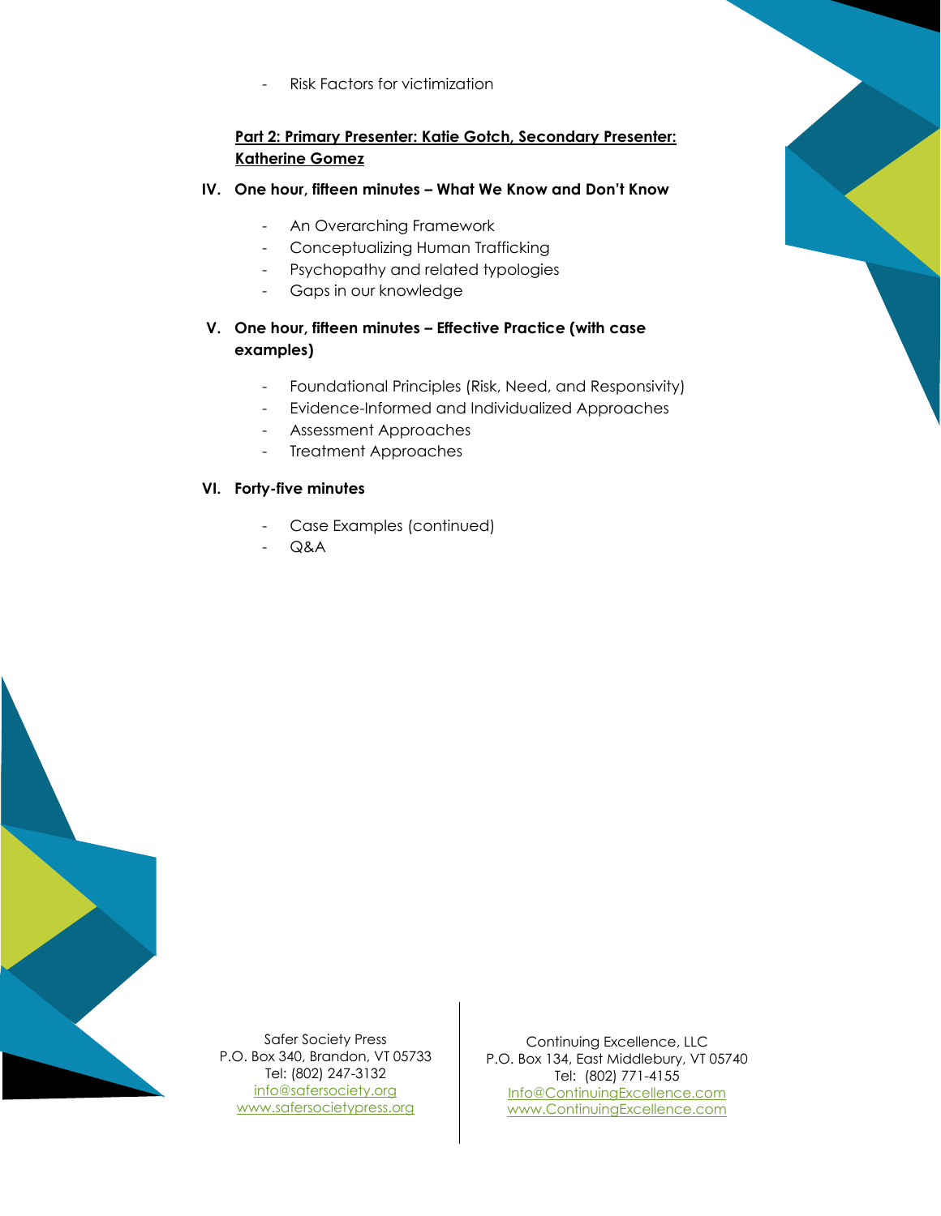- Risk Factors for victimization

**Part 2: Primary Presenter: Katie Gotch, Secondary Presenter: Katherine Gomez**

**IV. One hour, fifteen minutes – What We Know and Don't Know**

- An Overarching Framework
- Conceptualizing Human Trafficking
- Psychopathy and related typologies
- Gaps in our knowledge

**V. One hour, fifteen minutes – Effective Practice (with case examples)**

- Foundational Principles (Risk, Need, and Responsivity)
- Evidence-Informed and Individualized Approaches
- Assessment Approaches
- Treatment Approaches

**VI. Forty-five minutes**

- Case Examples (continued)
- Q&A

Safer Society Press
P.O. Box 340, Brandon, VT 05733
Tel: (802) 247-3132
info@safersociety.org
www.safersocietypress.org

Continuing Excellence, LLC
P.O. Box 134, East Middlebury, VT 05740
Tel: (802) 771-4155
Info@ContinuingExcellence.com
www.ContinuingExcellence.com